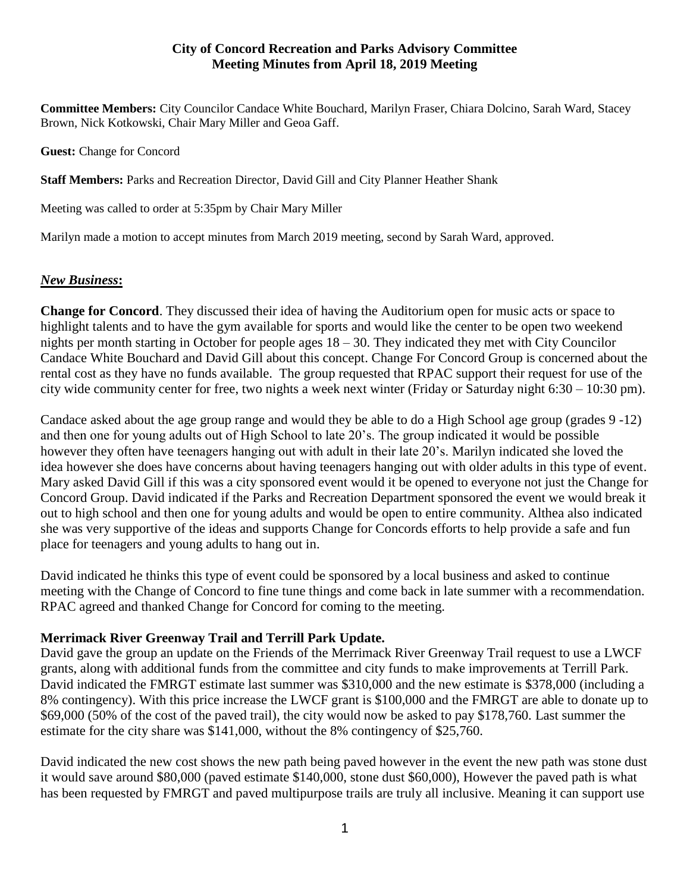**City of Concord Recreation and Parks Advisory Committee**
**Meeting Minutes from April 18, 2019 Meeting**

**Committee Members:** City Councilor Candace White Bouchard, Marilyn Fraser, Chiara Dolcino, Sarah Ward, Stacey Brown, Nick Kotkowski, Chair Mary Miller and Geoa Gaff.

**Guest:** Change for Concord

**Staff Members:** Parks and Recreation Director, David Gill and City Planner Heather Shank

Meeting was called to order at 5:35pm by Chair Mary Miller

Marilyn made a motion to accept minutes from March 2019 meeting, second by Sarah Ward, approved.

## ***New Business*:**

**Change for Concord**. They discussed their idea of having the Auditorium open for music acts or space to highlight talents and to have the gym available for sports and would like the center to be open two weekend nights per month starting in October for people ages 18 – 30. They indicated they met with City Councilor Candace White Bouchard and David Gill about this concept. Change For Concord Group is concerned about the rental cost as they have no funds available. The group requested that RPAC support their request for use of the city wide community center for free, two nights a week next winter (Friday or Saturday night 6:30 – 10:30 pm).

Candace asked about the age group range and would they be able to do a High School age group (grades 9 -12) and then one for young adults out of High School to late 20's. The group indicated it would be possible however they often have teenagers hanging out with adult in their late 20's. Marilyn indicated she loved the idea however she does have concerns about having teenagers hanging out with older adults in this type of event. Mary asked David Gill if this was a city sponsored event would it be opened to everyone not just the Change for Concord Group. David indicated if the Parks and Recreation Department sponsored the event we would break it out to high school and then one for young adults and would be open to entire community. Althea also indicated she was very supportive of the ideas and supports Change for Concords efforts to help provide a safe and fun place for teenagers and young adults to hang out in.

David indicated he thinks this type of event could be sponsored by a local business and asked to continue meeting with the Change of Concord to fine tune things and come back in late summer with a recommendation. RPAC agreed and thanked Change for Concord for coming to the meeting.

**Merrimack River Greenway Trail and Terrill Park Update.**

David gave the group an update on the Friends of the Merrimack River Greenway Trail request to use a LWCF grants, along with additional funds from the committee and city funds to make improvements at Terrill Park. David indicated the FMRGT estimate last summer was $310,000 and the new estimate is $378,000 (including a 8% contingency). With this price increase the LWCF grant is $100,000 and the FMRGT are able to donate up to $69,000 (50% of the cost of the paved trail), the city would now be asked to pay $178,760. Last summer the estimate for the city share was $141,000, without the 8% contingency of $25,760.

David indicated the new cost shows the new path being paved however in the event the new path was stone dust it would save around $80,000 (paved estimate $140,000, stone dust $60,000), However the paved path is what has been requested by FMRGT and paved multipurpose trails are truly all inclusive. Meaning it can support use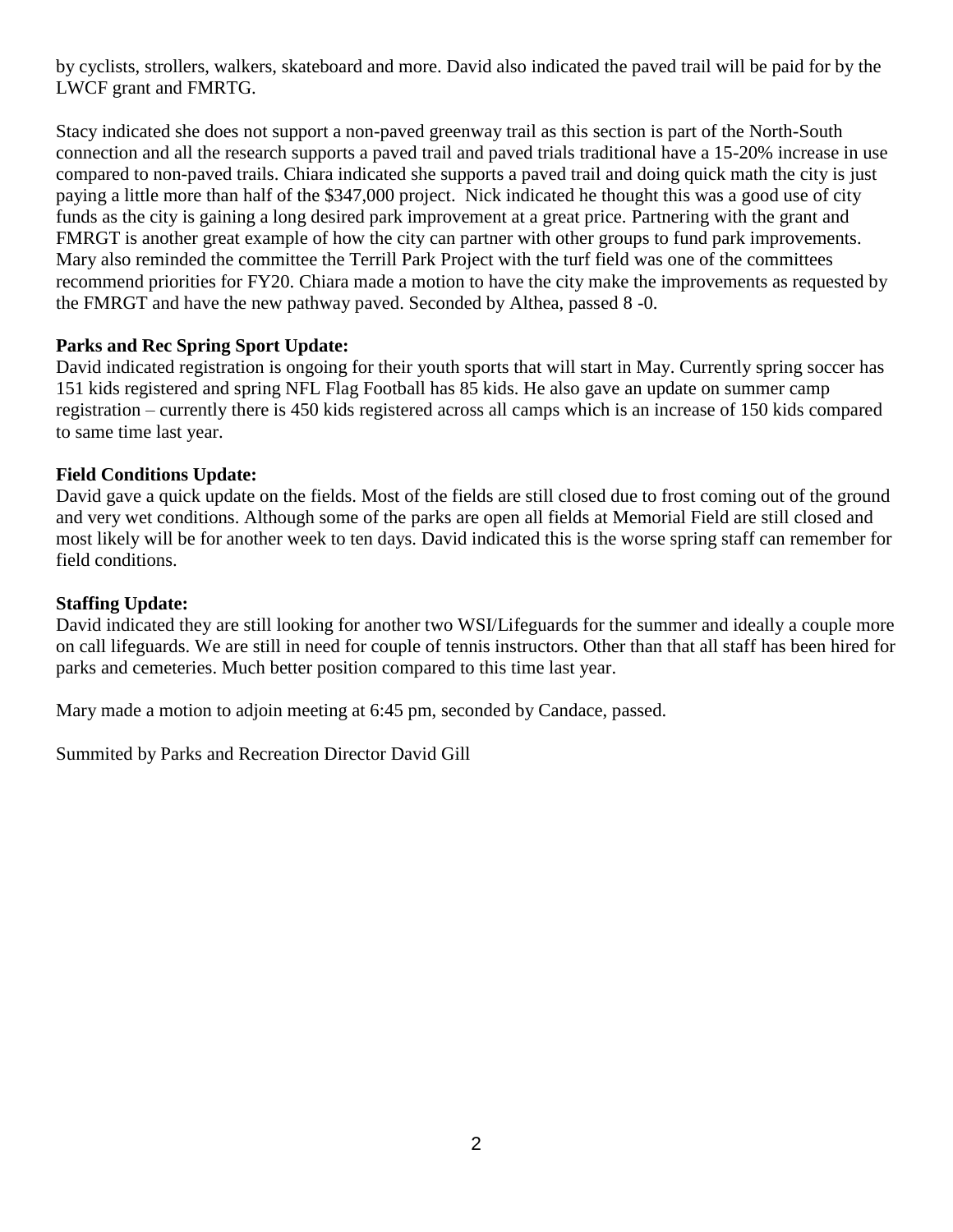by cyclists, strollers, walkers, skateboard and more. David also indicated the paved trail will be paid for by the LWCF grant and FMRTG.

Stacy indicated she does not support a non-paved greenway trail as this section is part of the North-South connection and all the research supports a paved trail and paved trials traditional have a 15-20% increase in use compared to non-paved trails. Chiara indicated she supports a paved trail and doing quick math the city is just paying a little more than half of the $347,000 project. Nick indicated he thought this was a good use of city funds as the city is gaining a long desired park improvement at a great price. Partnering with the grant and FMRGT is another great example of how the city can partner with other groups to fund park improvements. Mary also reminded the committee the Terrill Park Project with the turf field was one of the committees recommend priorities for FY20. Chiara made a motion to have the city make the improvements as requested by the FMRGT and have the new pathway paved. Seconded by Althea, passed 8 -0.

**Parks and Rec Spring Sport Update:**
David indicated registration is ongoing for their youth sports that will start in May. Currently spring soccer has 151 kids registered and spring NFL Flag Football has 85 kids. He also gave an update on summer camp registration – currently there is 450 kids registered across all camps which is an increase of 150 kids compared to same time last year.

**Field Conditions Update:**
David gave a quick update on the fields. Most of the fields are still closed due to frost coming out of the ground and very wet conditions. Although some of the parks are open all fields at Memorial Field are still closed and most likely will be for another week to ten days. David indicated this is the worse spring staff can remember for field conditions.

**Staffing Update:**
David indicated they are still looking for another two WSI/Lifeguards for the summer and ideally a couple more on call lifeguards. We are still in need for couple of tennis instructors. Other than that all staff has been hired for parks and cemeteries. Much better position compared to this time last year.

Mary made a motion to adjoin meeting at 6:45 pm, seconded by Candace, passed.

Summited by Parks and Recreation Director David Gill